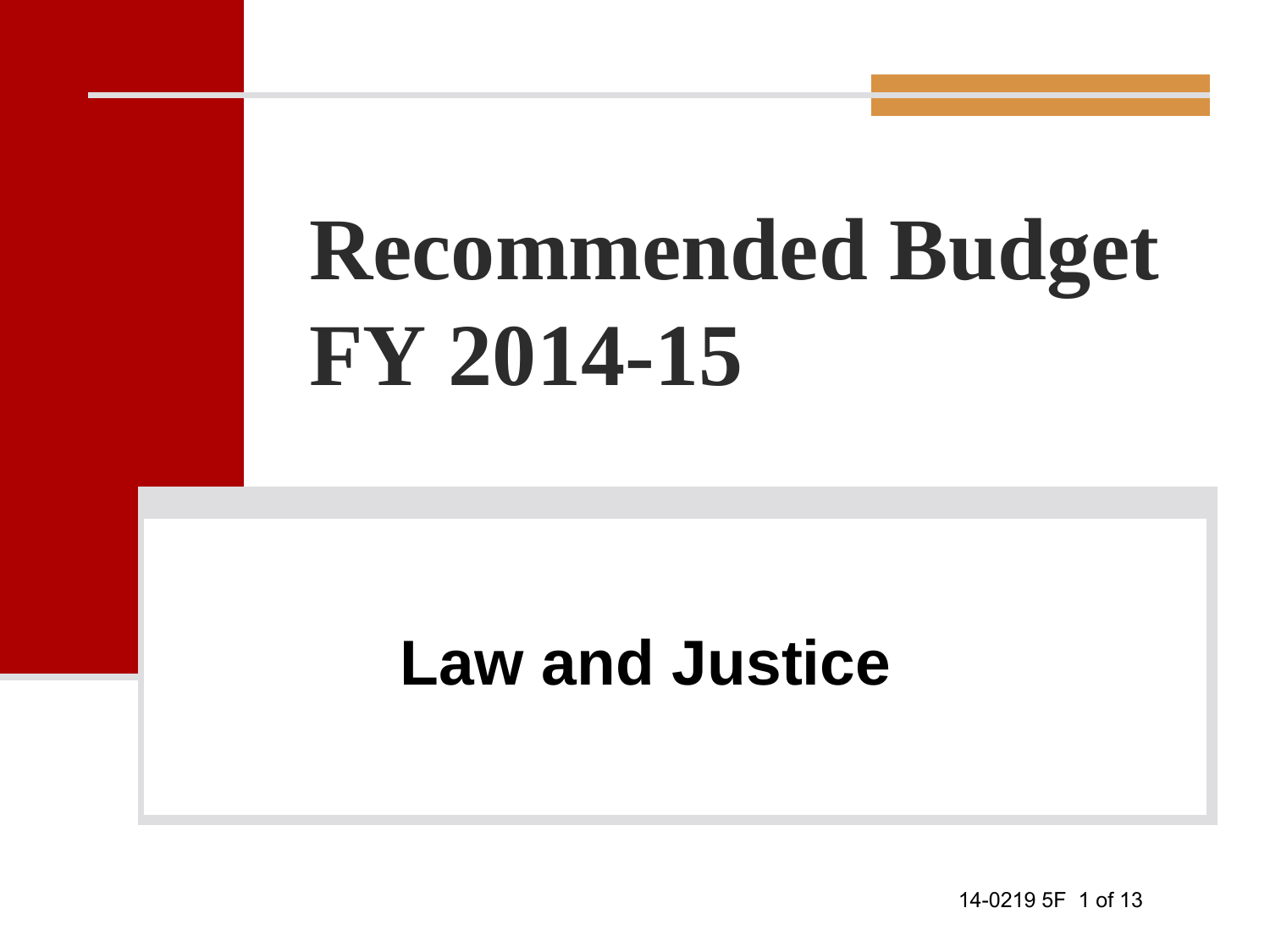# Recommended Budget FY 2014-15

## Law and Justice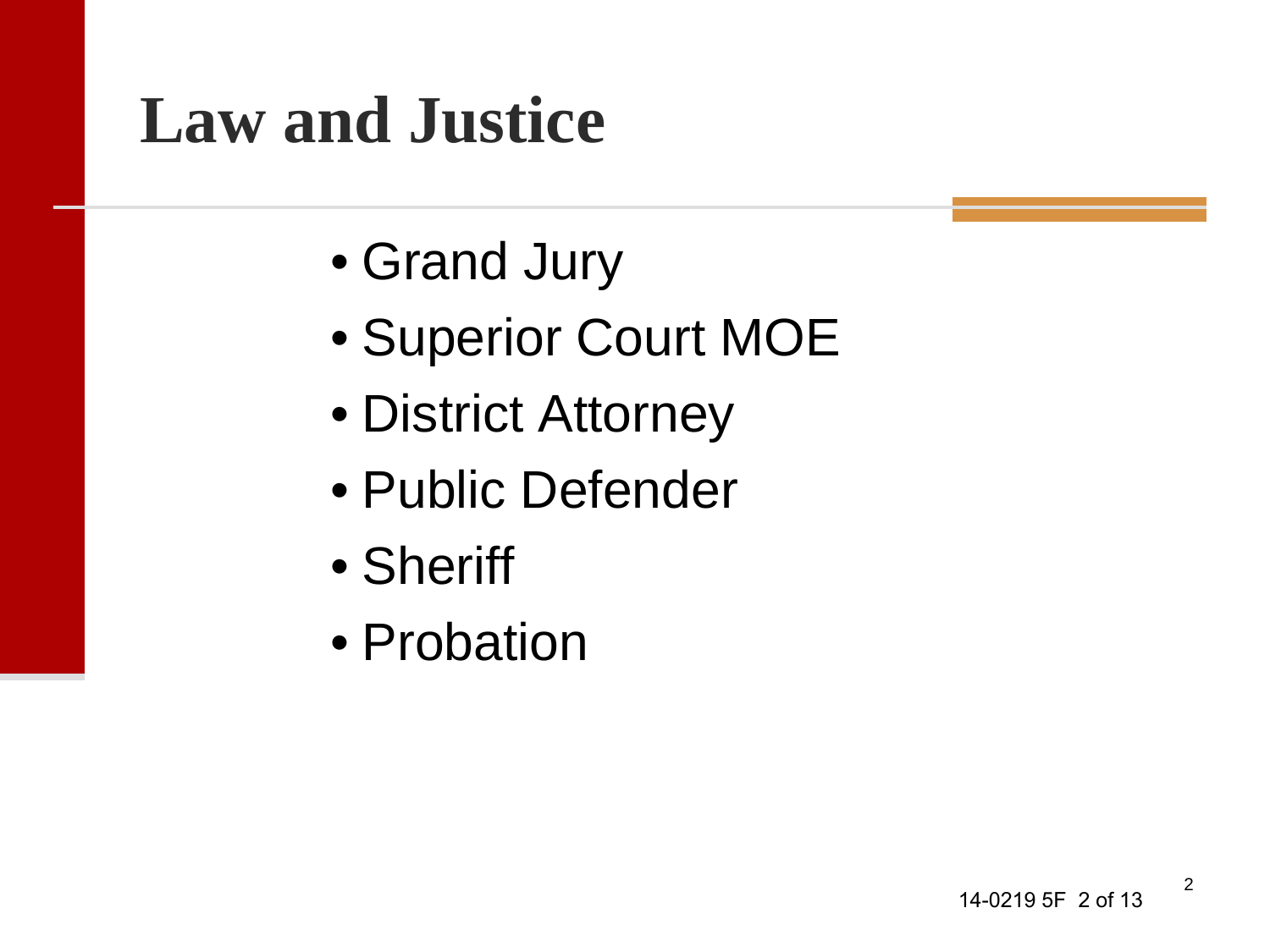# Law and Justice

- Grand Jury
- Superior Court MOE
- District Attorney
- Public Defender
- Sheriff
- Probation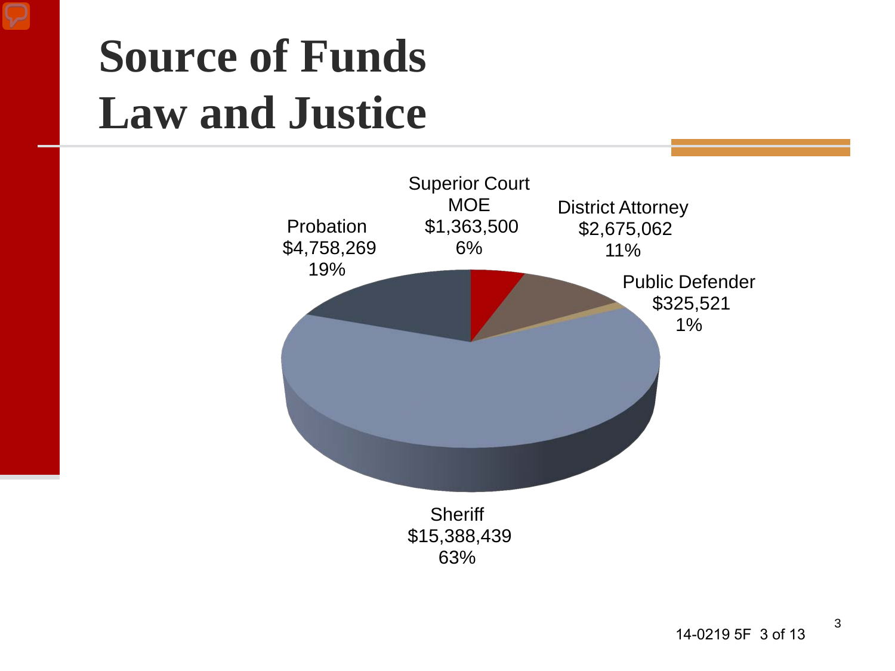# Source of Funds
# Law and Justice

Superior Court MOE
$1,363,500
6%

District Attorney
$2,675,062
11%

Public Defender
$325,521
1%

Probation
$4,758,269
19%

Sheriff
$15,388,439
63%

14-0219 5F 3 of 13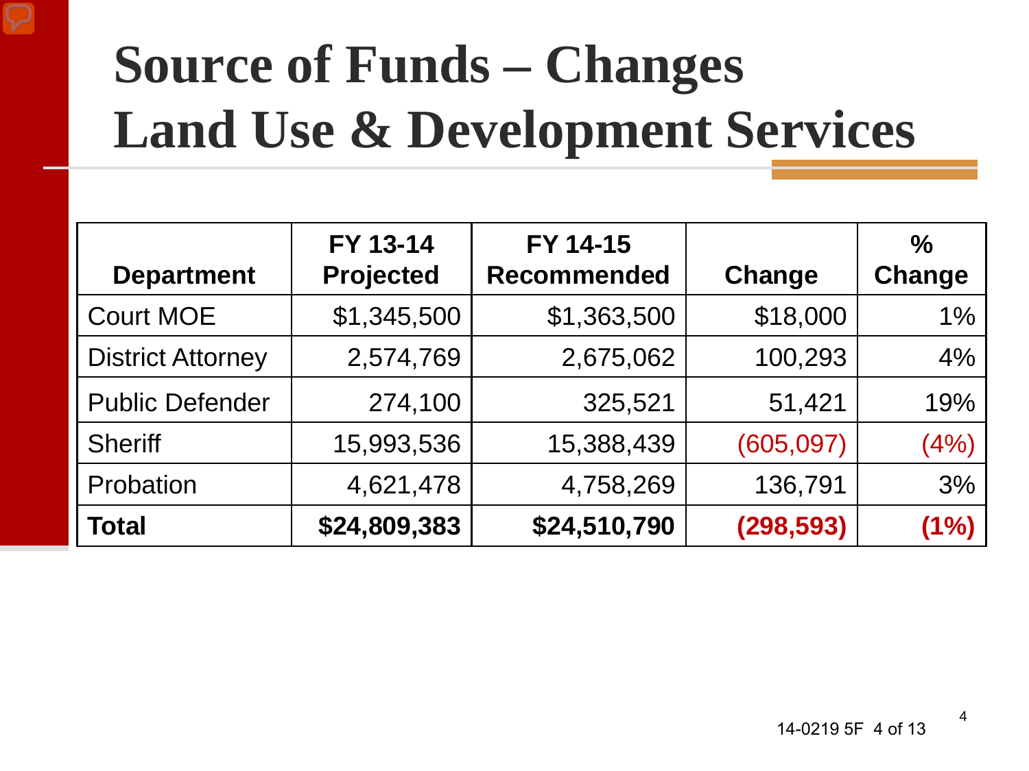# Source of Funds – Changes
# Land Use & Development Services

| Department | FY 13-14 Projected | FY 14-15 Recommended | Change | % Change |
|---|---|---|---|---|
| Court MOE | $1,345,500 | $1,363,500 | $18,000 | 1% |
| District Attorney | 2,574,769 | 2,675,062 | 100,293 | 4% |
| Public Defender | 274,100 | 325,521 | 51,421 | 19% |
| Sheriff | 15,993,536 | 15,388,439 | (605,097) | (4%) |
| Probation | 4,621,478 | 4,758,269 | 136,791 | 3% |
| **Total** | **$24,809,383** | **$24,510,790** | **(298,593)** | **(1%)** |

14-0219 5F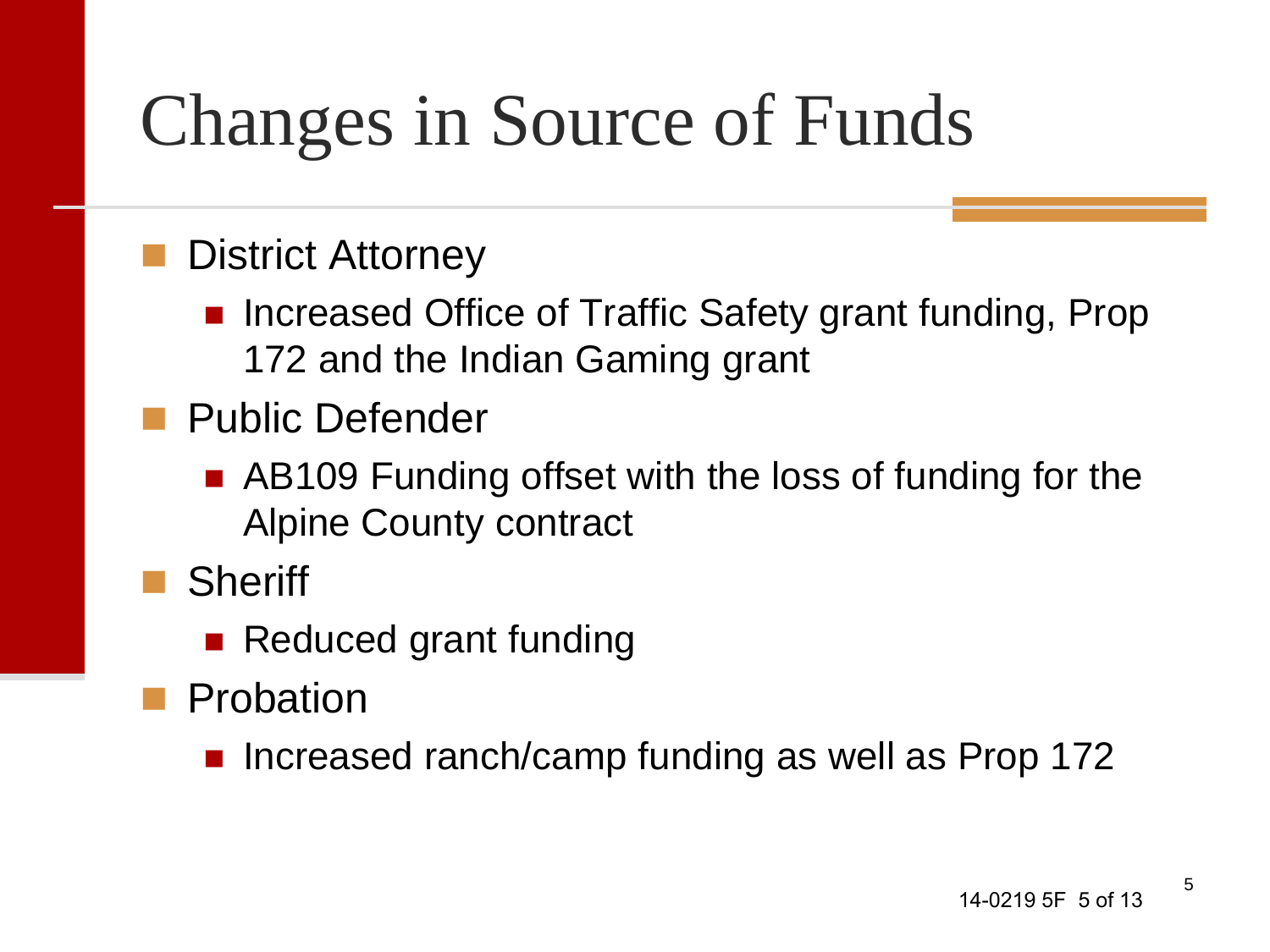# Changes in Source of Funds

- District Attorney
  - Increased Office of Traffic Safety grant funding, Prop 172 and the Indian Gaming grant
- Public Defender
  - AB109 Funding offset with the loss of funding for the Alpine County contract
- Sheriff
  - Reduced grant funding
- Probation
  - Increased ranch/camp funding as well as Prop 172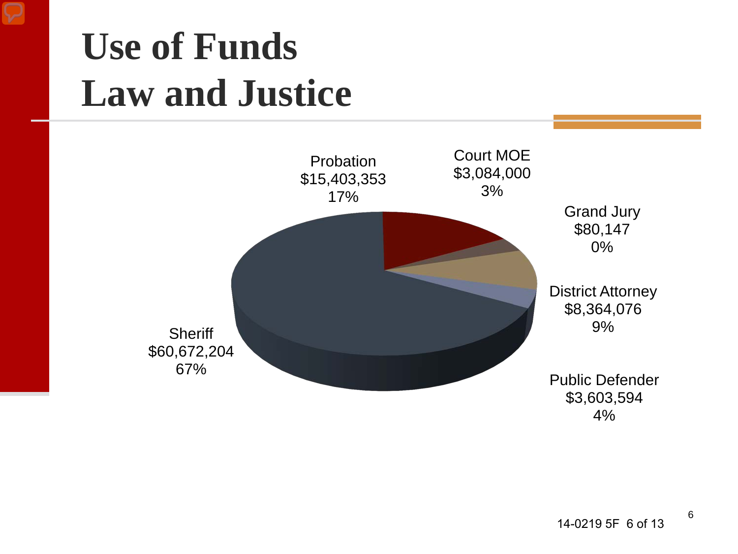# Use of Funds

# Law and Justice

Probation
$15,403,353
17%

Court MOE
$3,084,000
3%

Grand Jury
$80,147
0%

District Attorney
$8,364,076
9%

Public Defender
$3,603,594
4%

Sheriff
$60,672,204
67%

14-0219 5F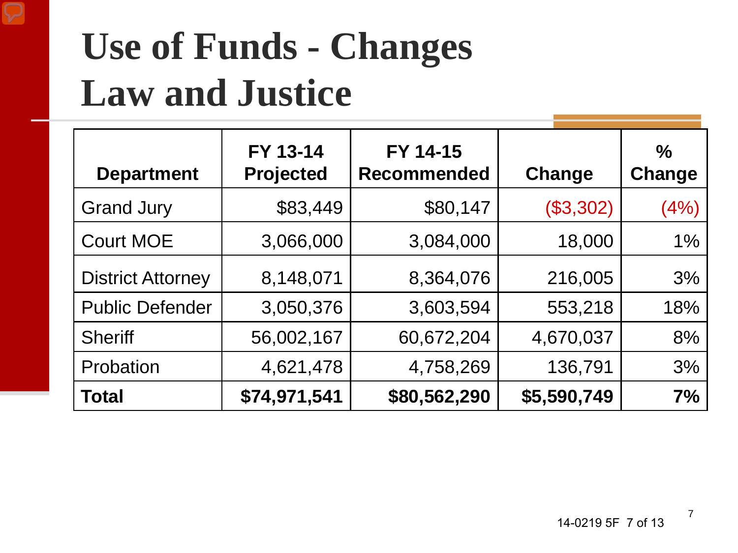# Use of Funds - Changes Law and Justice

| Department | FY 13-14 Projected | FY 14-15 Recommended | Change | % Change |
|---|---|---|---|---|
| Grand Jury | $83,449 | $80,147 | ($3,302) | (4%) |
| Court MOE | 3,066,000 | 3,084,000 | 18,000 | 1% |
| District Attorney | 8,148,071 | 8,364,076 | 216,005 | 3% |
| Public Defender | 3,050,376 | 3,603,594 | 553,218 | 18% |
| Sheriff | 56,002,167 | 60,672,204 | 4,670,037 | 8% |
| Probation | 4,621,478 | 4,758,269 | 136,791 | 3% |
| **Total** | **$74,971,541** | **$80,562,290** | **$5,590,749** | **7%** |

14-0219 5F 7 of 13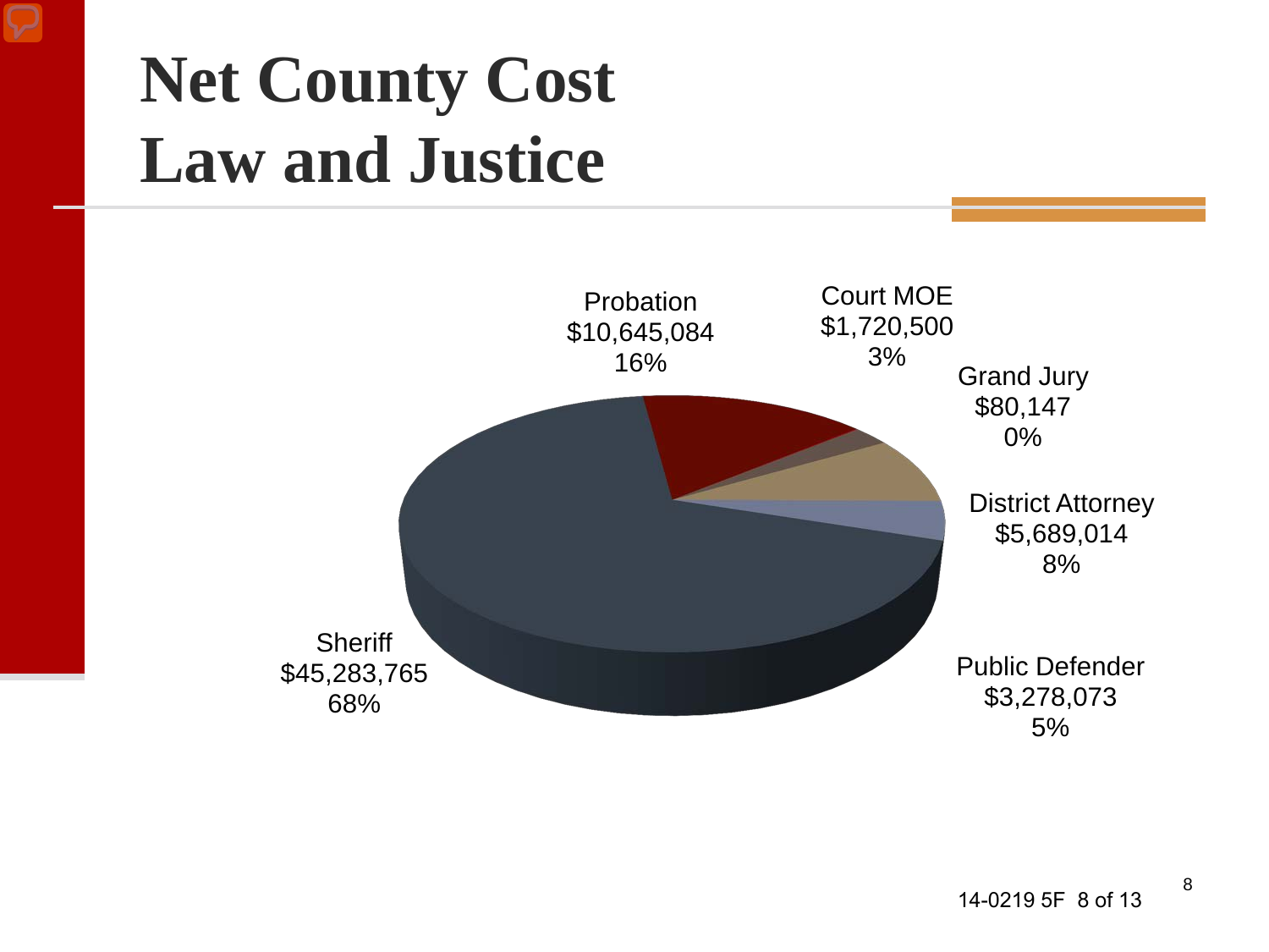# Net County Cost
# Law and Justice

Probation
$10,645,084
16%

Court MOE
$1,720,500
3%

Grand Jury
$80,147
0%

District Attorney
$5,689,014
8%

Public Defender
$3,278,073
5%

Sheriff
$45,283,765
68%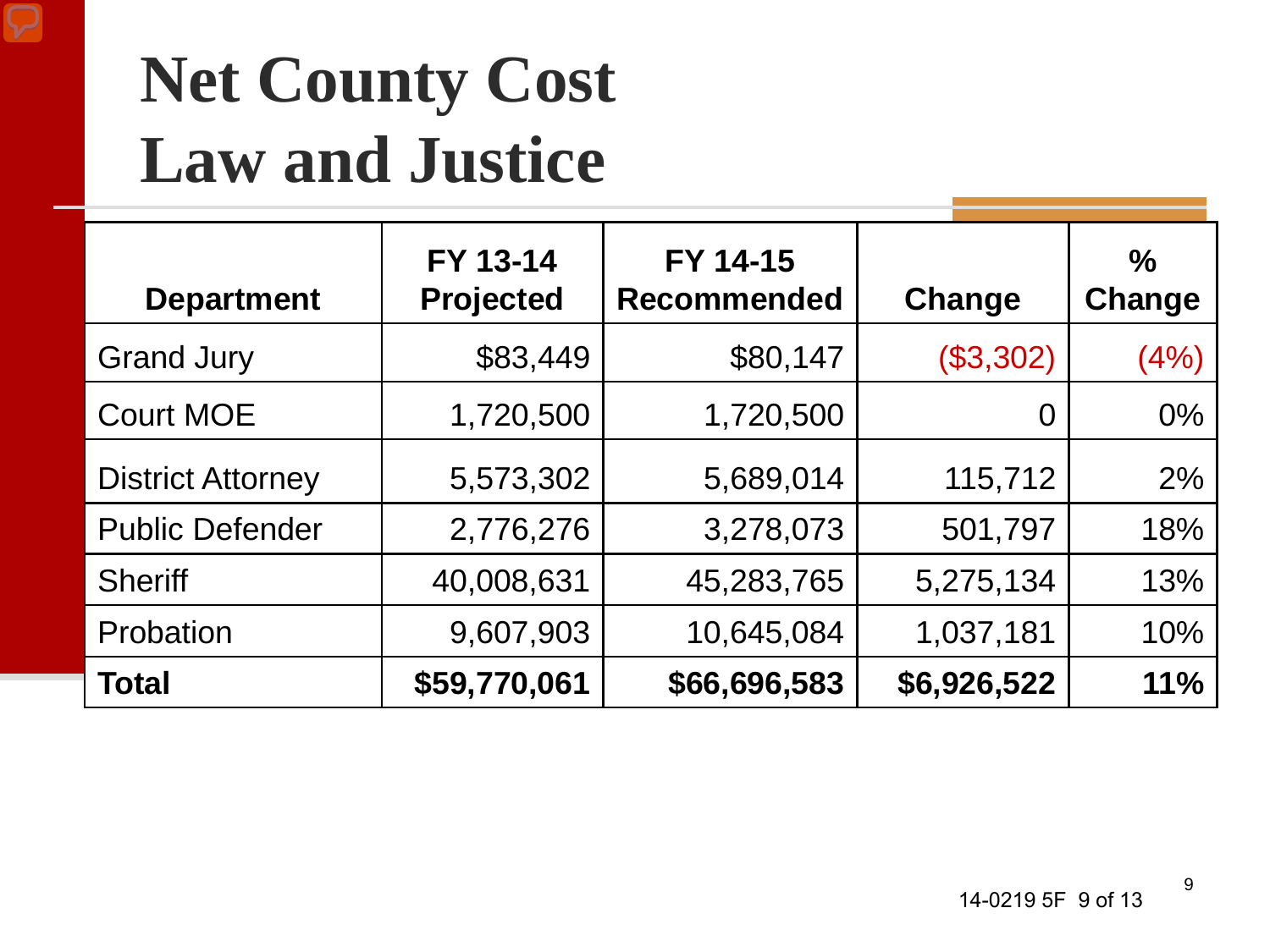# Net County Cost
# Law and Justice

| Department | FY 13-14 Projected | FY 14-15 Recommended | Change | % Change |
|---|---|---|---|---|
| Grand Jury | $83,449 | $80,147 | ($3,302) | (4%) |
| Court MOE | 1,720,500 | 1,720,500 | 0 | 0% |
| District Attorney | 5,573,302 | 5,689,014 | 115,712 | 2% |
| Public Defender | 2,776,276 | 3,278,073 | 501,797 | 18% |
| Sheriff | 40,008,631 | 45,283,765 | 5,275,134 | 13% |
| Probation | 9,607,903 | 10,645,084 | 1,037,181 | 10% |
| **Total** | **$59,770,061** | **$66,696,583** | **$6,926,522** | **11%** |

14-0219 5F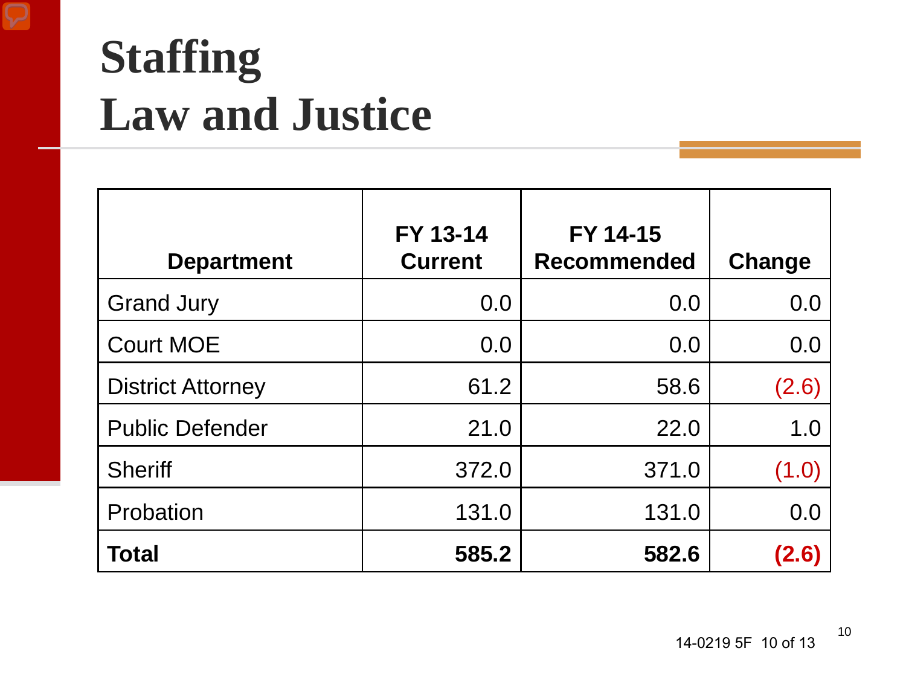# Staffing
## Law and Justice

| Department | FY 13-14 Current | FY 14-15 Recommended | Change |
|---|---|---|---|
| Grand Jury | 0.0 | 0.0 | 0.0 |
| Court MOE | 0.0 | 0.0 | 0.0 |
| District Attorney | 61.2 | 58.6 | (2.6) |
| Public Defender | 21.0 | 22.0 | 1.0 |
| Sheriff | 372.0 | 371.0 | (1.0) |
| Probation | 131.0 | 131.0 | 0.0 |
| **Total** | **585.2** | **582.6** | **(2.6)** |

14-0219 5F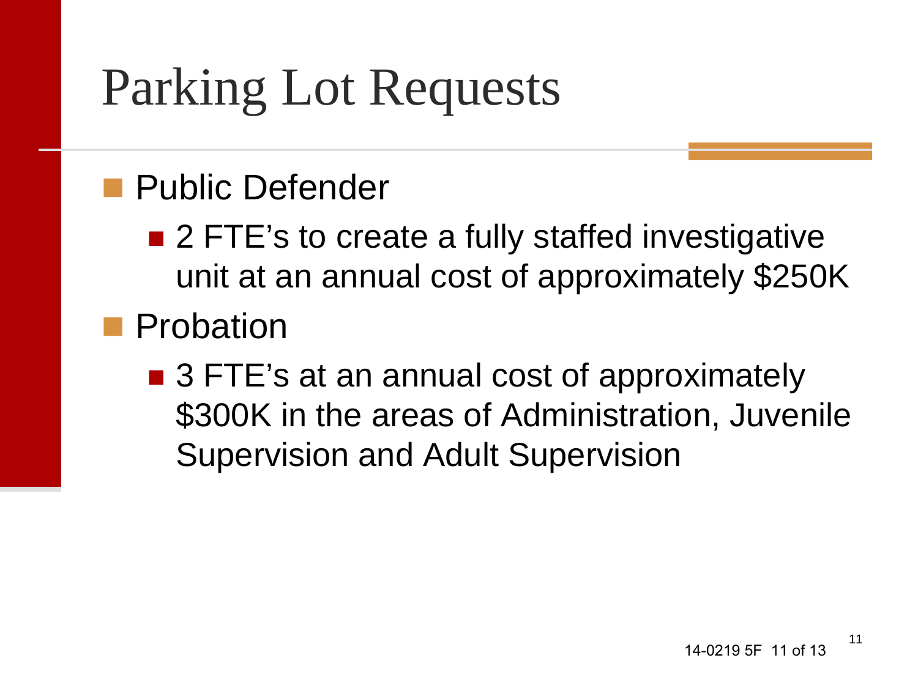# Parking Lot Requests

- Public Defender
  - 2 FTE's to create a fully staffed investigative unit at an annual cost of approximately $250K
- Probation
  - 3 FTE's at an annual cost of approximately $300K in the areas of Administration, Juvenile Supervision and Adult Supervision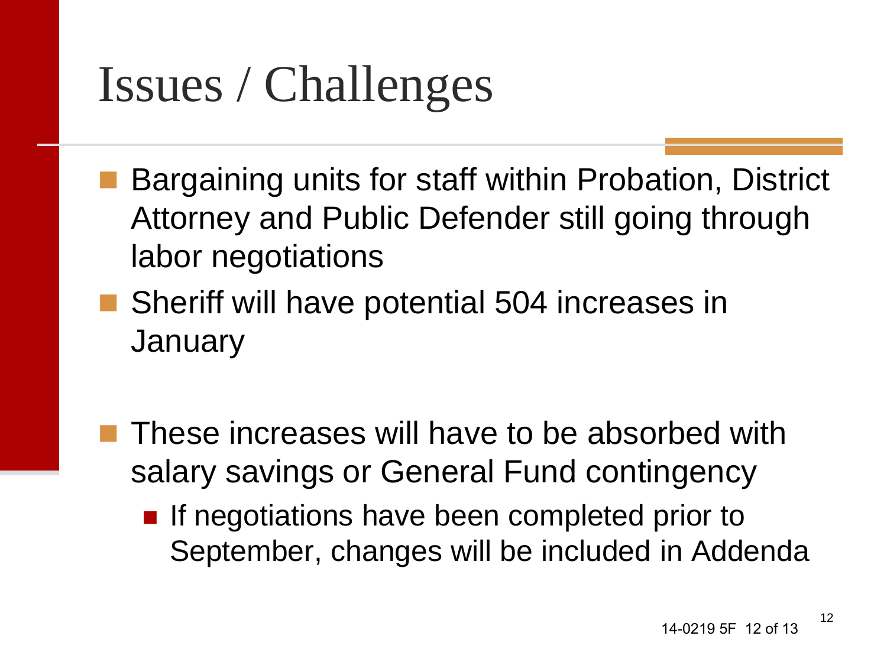# Issues / Challenges

- Bargaining units for staff within Probation, District Attorney and Public Defender still going through labor negotiations
- Sheriff will have potential 504 increases in January

- These increases will have to be absorbed with salary savings or General Fund contingency
  - If negotiations have been completed prior to September, changes will be included in Addenda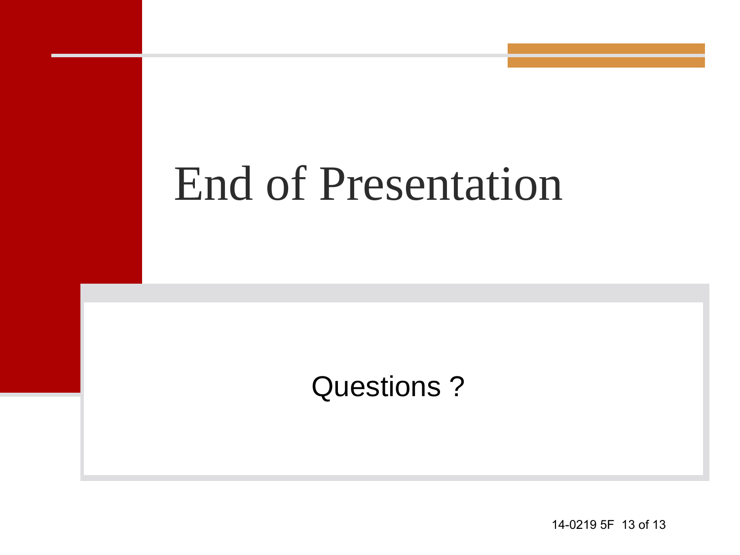# End of Presentation

Questions ?